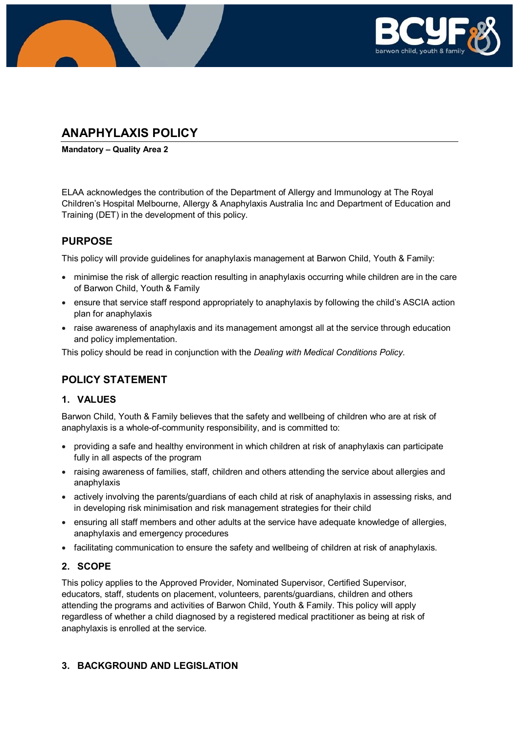# ANAPHYLAXIS POLICY

**Mandatory – Quality Area 2**

ELAA acknowledges the contribution of the Department of Allergy and Immunology at The Royal Children's Hospital Melbourne, Allergy & Anaphylaxis Australia Inc and Department of Education and Training (DET) in the development of this policy.

## PURPOSE

This policy will provide guidelines for anaphylaxis management at Barwon Child, Youth & Family:

- minimise the risk of allergic reaction resulting in anaphylaxis occurring while children are in the care of Barwon Child, Youth & Family
- ensure that service staff respond appropriately to anaphylaxis by following the child's ASCIA action plan for anaphylaxis
- raise awareness of anaphylaxis and its management amongst all at the service through education and policy implementation.

This policy should be read in conjunction with the *Dealing with Medical Conditions Policy.*

## POLICY STATEMENT

### 1. VALUES

Barwon Child, Youth & Family believes that the safety and wellbeing of children who are at risk of anaphylaxis is a whole-of-community responsibility, and is committed to:

- providing a safe and healthy environment in which children at risk of anaphylaxis can participate fully in all aspects of the program
- raising awareness of families, staff, children and others attending the service about allergies and anaphylaxis
- actively involving the parents/guardians of each child at risk of anaphylaxis in assessing risks, and in developing risk minimisation and risk management strategies for their child
- ensuring all staff members and other adults at the service have adequate knowledge of allergies, anaphylaxis and emergency procedures
- facilitating communication to ensure the safety and wellbeing of children at risk of anaphylaxis.

### 2. SCOPE

This policy applies to the Approved Provider, Nominated Supervisor, Certified Supervisor, educators, staff, students on placement, volunteers, parents/guardians, children and others attending the programs and activities of Barwon Child, Youth & Family. This policy will apply regardless of whether a child diagnosed by a registered medical practitioner as being at risk of anaphylaxis is enrolled at the service.

### 3. BACKGROUND AND LEGISLATION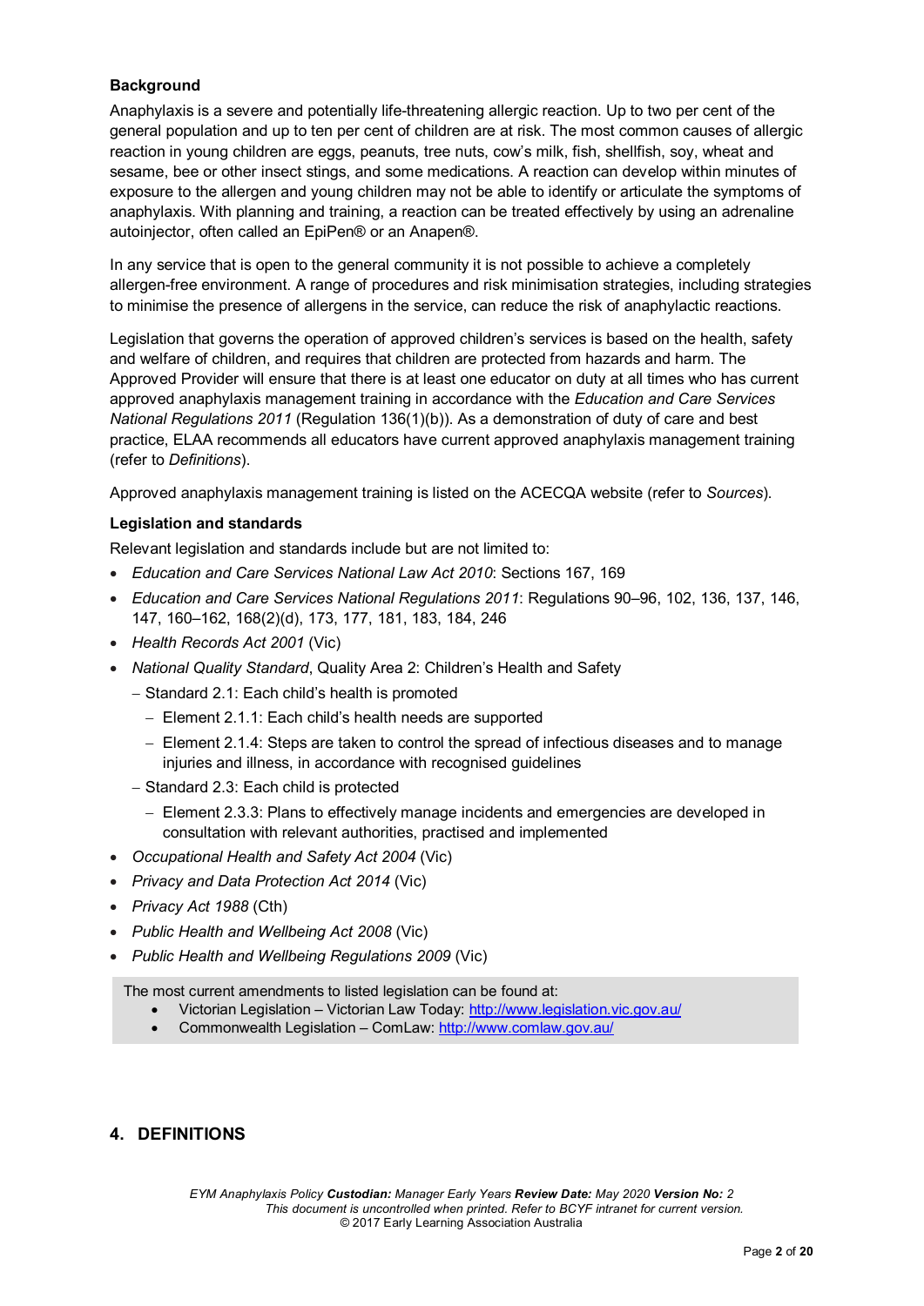### Background

Anaphylaxis is a severe and potentially life-threatening allergic reaction. Up to two per cent of the general population and up to ten per cent of children are at risk. The most common causes of allergic reaction in young children are eggs, peanuts, tree nuts, cow's milk, fish, shellfish, soy, wheat and sesame, bee or other insect stings, and some medications. A reaction can develop within minutes of exposure to the allergen and young children may not be able to identify or articulate the symptoms of anaphylaxis. With planning and training, a reaction can be treated effectively by using an adrenaline autoinjector, often called an EpiPen® or an Anapen®.

In any service that is open to the general community it is not possible to achieve a completely allergen-free environment. A range of procedures and risk minimisation strategies, including strategies to minimise the presence of allergens in the service, can reduce the risk of anaphylactic reactions.

Legislation that governs the operation of approved children's services is based on the health, safety and welfare of children, and requires that children are protected from hazards and harm. The Approved Provider will ensure that there is at least one educator on duty at all times who has current approved anaphylaxis management training in accordance with the *Education and Care Services National Regulations 2011* (Regulation 136(1)(b)). As a demonstration of duty of care and best practice, ELAA recommends all educators have current approved anaphylaxis management training (refer to *Definitions*).

Approved anaphylaxis management training is listed on the ACECQA website (refer to *Sources*).

### Legislation and standards

Relevant legislation and standards include but are not limited to:

- *Education and Care Services National Law Act 2010*: Sections 167, 169
- *Education and Care Services National Regulations 2011*: Regulations 90–96, 102, 136, 137, 146, 147, 160–162, 168(2)(d), 173, 177, 181, 183, 184, 246
- *Health Records Act 2001* (Vic)
- *National Quality Standard*, Quality Area 2: Children's Health and Safety
  - Standard 2.1: Each child's health is promoted
    - Element 2.1.1: Each child's health needs are supported
    - Element 2.1.4: Steps are taken to control the spread of infectious diseases and to manage injuries and illness, in accordance with recognised guidelines
  - Standard 2.3: Each child is protected
    - Element 2.3.3: Plans to effectively manage incidents and emergencies are developed in consultation with relevant authorities, practised and implemented
- *Occupational Health and Safety Act 2004* (Vic)
- *Privacy and Data Protection Act 2014* (Vic)
- *Privacy Act 1988* (Cth)
- *Public Health and Wellbeing Act 2008* (Vic)
- *Public Health and Wellbeing Regulations 2009* (Vic)

The most current amendments to listed legislation can be found at:

- Victorian Legislation – Victorian Law Today: http://www.legislation.vic.gov.au/
- Commonwealth Legislation – ComLaw: http://www.comlaw.gov.au/

## 4. DEFINITIONS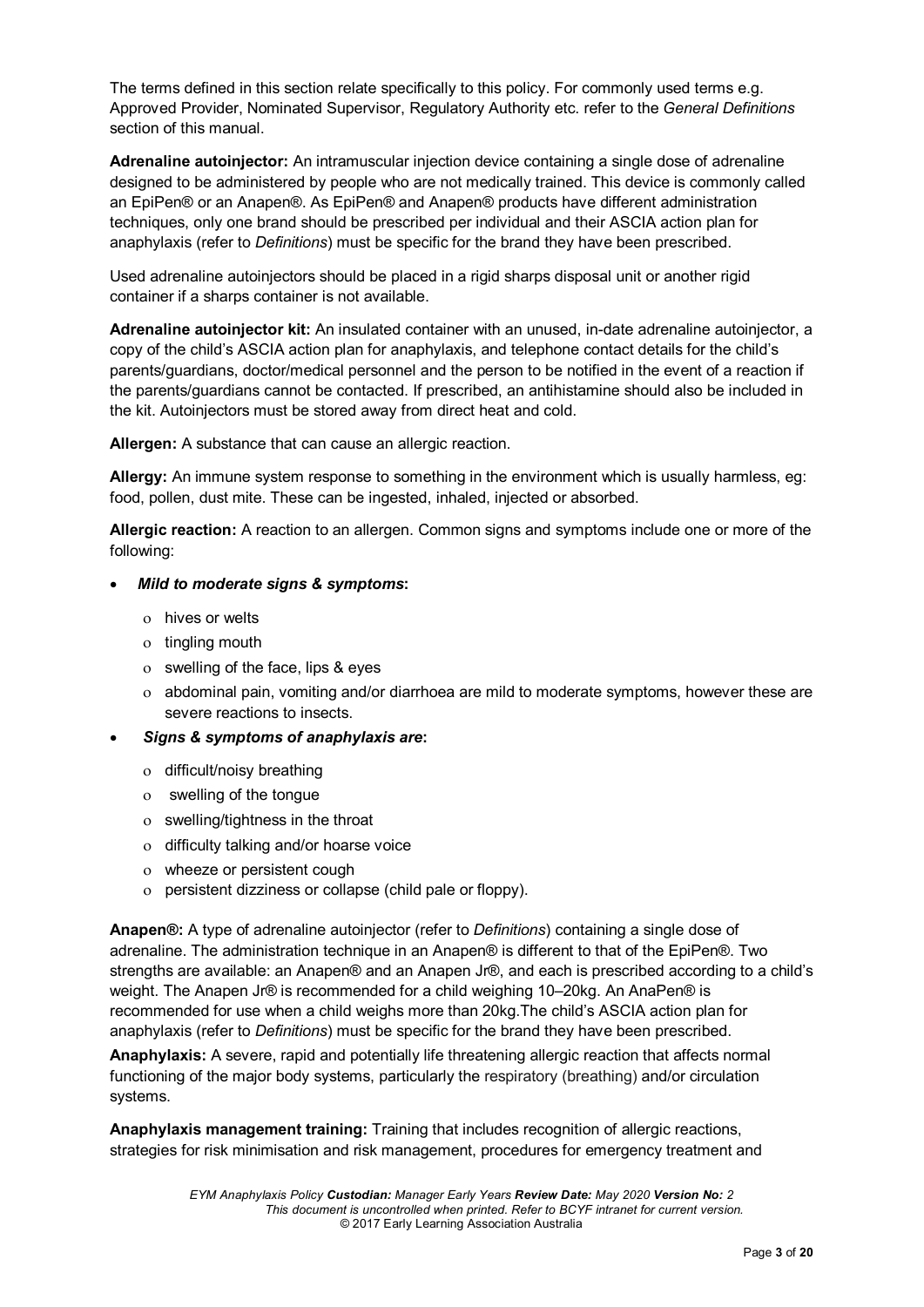The terms defined in this section relate specifically to this policy. For commonly used terms e.g. Approved Provider, Nominated Supervisor, Regulatory Authority etc. refer to the *General Definitions* section of this manual.

**Adrenaline autoinjector:** An intramuscular injection device containing a single dose of adrenaline designed to be administered by people who are not medically trained. This device is commonly called an EpiPen® or an Anapen®. As EpiPen® and Anapen® products have different administration techniques, only one brand should be prescribed per individual and their ASCIA action plan for anaphylaxis (refer to *Definitions*) must be specific for the brand they have been prescribed.

Used adrenaline autoinjectors should be placed in a rigid sharps disposal unit or another rigid container if a sharps container is not available.

**Adrenaline autoinjector kit:** An insulated container with an unused, in-date adrenaline autoinjector, a copy of the child's ASCIA action plan for anaphylaxis, and telephone contact details for the child's parents/guardians, doctor/medical personnel and the person to be notified in the event of a reaction if the parents/guardians cannot be contacted. If prescribed, an antihistamine should also be included in the kit. Autoinjectors must be stored away from direct heat and cold.

**Allergen:** A substance that can cause an allergic reaction.

**Allergy:** An immune system response to something in the environment which is usually harmless, eg: food, pollen, dust mite. These can be ingested, inhaled, injected or absorbed.

**Allergic reaction:** A reaction to an allergen. Common signs and symptoms include one or more of the following:

- ***Mild to moderate signs & symptoms*:**
  - hives or welts
  - tingling mouth
  - swelling of the face, lips & eyes
  - abdominal pain, vomiting and/or diarrhoea are mild to moderate symptoms, however these are severe reactions to insects.
- ***Signs & symptoms of anaphylaxis are*:**
  - difficult/noisy breathing
  - swelling of the tongue
  - swelling/tightness in the throat
  - difficulty talking and/or hoarse voice
  - wheeze or persistent cough
  - persistent dizziness or collapse (child pale or floppy).

**Anapen®:** A type of adrenaline autoinjector (refer to *Definitions*) containing a single dose of adrenaline. The administration technique in an Anapen® is different to that of the EpiPen®. Two strengths are available: an Anapen® and an Anapen Jr®, and each is prescribed according to a child's weight. The Anapen Jr® is recommended for a child weighing 10–20kg. An AnaPen® is recommended for use when a child weighs more than 20kg.The child's ASCIA action plan for anaphylaxis (refer to *Definitions*) must be specific for the brand they have been prescribed.

**Anaphylaxis:** A severe, rapid and potentially life threatening allergic reaction that affects normal functioning of the major body systems, particularly the respiratory (breathing) and/or circulation systems.

**Anaphylaxis management training:** Training that includes recognition of allergic reactions, strategies for risk minimisation and risk management, procedures for emergency treatment and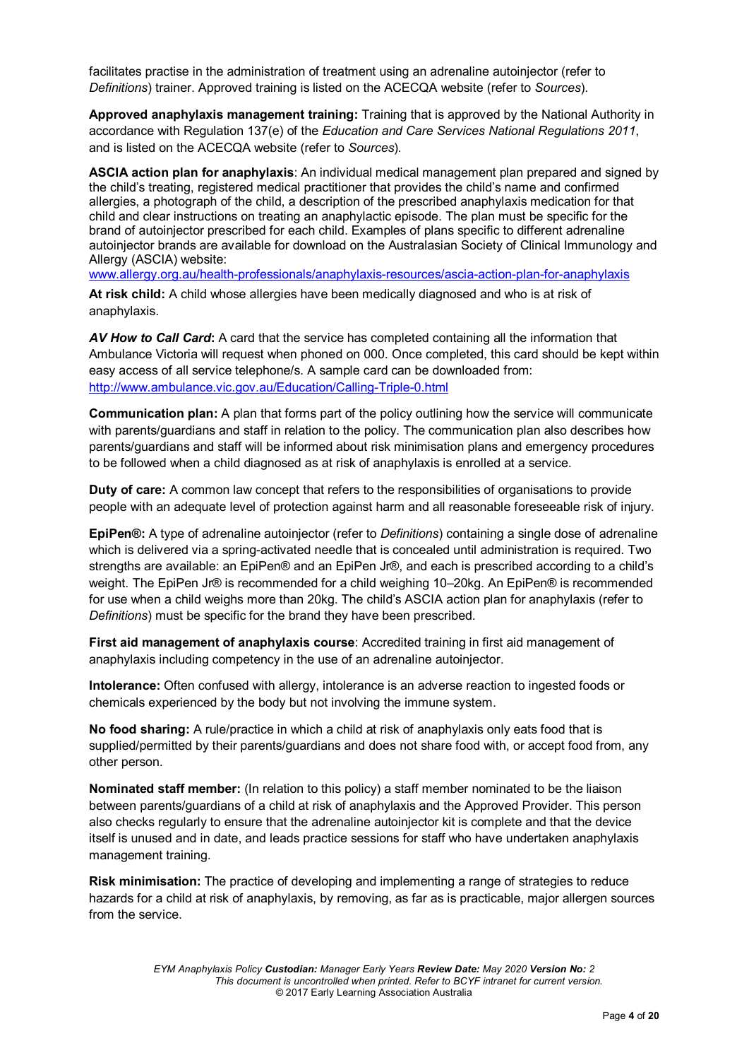facilitates practise in the administration of treatment using an adrenaline autoinjector (refer to *Definitions*) trainer. Approved training is listed on the ACECQA website (refer to *Sources*).

**Approved anaphylaxis management training:** Training that is approved by the National Authority in accordance with Regulation 137(e) of the *Education and Care Services National Regulations 2011*, and is listed on the ACECQA website (refer to *Sources*).

**ASCIA action plan for anaphylaxis**: An individual medical management plan prepared and signed by the child's treating, registered medical practitioner that provides the child's name and confirmed allergies, a photograph of the child, a description of the prescribed anaphylaxis medication for that child and clear instructions on treating an anaphylactic episode. The plan must be specific for the brand of autoinjector prescribed for each child. Examples of plans specific to different adrenaline autoinjector brands are available for download on the Australasian Society of Clinical Immunology and Allergy (ASCIA) website:
www.allergy.org.au/health-professionals/anaphylaxis-resources/ascia-action-plan-for-anaphylaxis

**At risk child:** A child whose allergies have been medically diagnosed and who is at risk of anaphylaxis.

***AV How to Call Card*:** A card that the service has completed containing all the information that Ambulance Victoria will request when phoned on 000. Once completed, this card should be kept within easy access of all service telephone/s. A sample card can be downloaded from: http://www.ambulance.vic.gov.au/Education/Calling-Triple-0.html

**Communication plan:** A plan that forms part of the policy outlining how the service will communicate with parents/guardians and staff in relation to the policy. The communication plan also describes how parents/guardians and staff will be informed about risk minimisation plans and emergency procedures to be followed when a child diagnosed as at risk of anaphylaxis is enrolled at a service.

**Duty of care:** A common law concept that refers to the responsibilities of organisations to provide people with an adequate level of protection against harm and all reasonable foreseeable risk of injury.

**EpiPen®:** A type of adrenaline autoinjector (refer to *Definitions*) containing a single dose of adrenaline which is delivered via a spring-activated needle that is concealed until administration is required. Two strengths are available: an EpiPen® and an EpiPen Jr®, and each is prescribed according to a child's weight. The EpiPen Jr® is recommended for a child weighing 10–20kg. An EpiPen® is recommended for use when a child weighs more than 20kg. The child's ASCIA action plan for anaphylaxis (refer to *Definitions*) must be specific for the brand they have been prescribed.

**First aid management of anaphylaxis course**: Accredited training in first aid management of anaphylaxis including competency in the use of an adrenaline autoinjector.

**Intolerance:** Often confused with allergy, intolerance is an adverse reaction to ingested foods or chemicals experienced by the body but not involving the immune system.

**No food sharing:** A rule/practice in which a child at risk of anaphylaxis only eats food that is supplied/permitted by their parents/guardians and does not share food with, or accept food from, any other person.

**Nominated staff member:** (In relation to this policy) a staff member nominated to be the liaison between parents/guardians of a child at risk of anaphylaxis and the Approved Provider. This person also checks regularly to ensure that the adrenaline autoinjector kit is complete and that the device itself is unused and in date, and leads practice sessions for staff who have undertaken anaphylaxis management training.

**Risk minimisation:** The practice of developing and implementing a range of strategies to reduce hazards for a child at risk of anaphylaxis, by removing, as far as is practicable, major allergen sources from the service.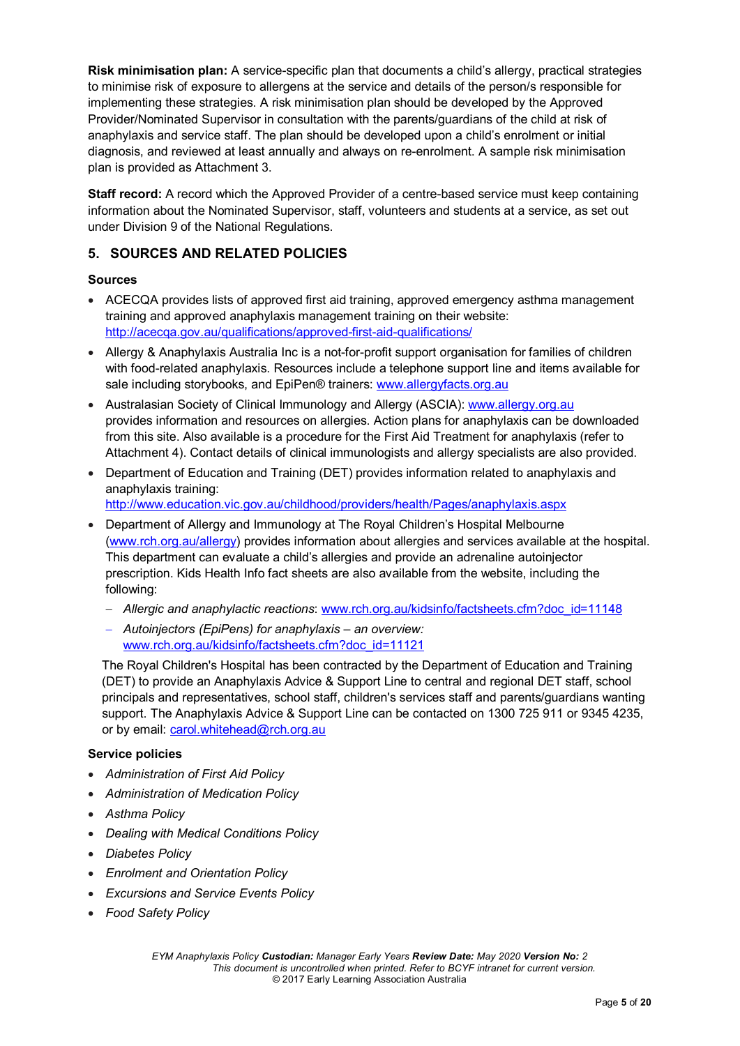**Risk minimisation plan:** A service-specific plan that documents a child's allergy, practical strategies to minimise risk of exposure to allergens at the service and details of the person/s responsible for implementing these strategies. A risk minimisation plan should be developed by the Approved Provider/Nominated Supervisor in consultation with the parents/guardians of the child at risk of anaphylaxis and service staff. The plan should be developed upon a child's enrolment or initial diagnosis, and reviewed at least annually and always on re-enrolment. A sample risk minimisation plan is provided as Attachment 3.

**Staff record:** A record which the Approved Provider of a centre-based service must keep containing information about the Nominated Supervisor, staff, volunteers and students at a service, as set out under Division 9 of the National Regulations.

## 5. SOURCES AND RELATED POLICIES

### Sources

- ACECQA provides lists of approved first aid training, approved emergency asthma management training and approved anaphylaxis management training on their website: http://acecqa.gov.au/qualifications/approved-first-aid-qualifications/
- Allergy & Anaphylaxis Australia Inc is a not-for-profit support organisation for families of children with food-related anaphylaxis. Resources include a telephone support line and items available for sale including storybooks, and EpiPen® trainers: www.allergyfacts.org.au
- Australasian Society of Clinical Immunology and Allergy (ASCIA): www.allergy.org.au provides information and resources on allergies. Action plans for anaphylaxis can be downloaded from this site. Also available is a procedure for the First Aid Treatment for anaphylaxis (refer to Attachment 4). Contact details of clinical immunologists and allergy specialists are also provided.
- Department of Education and Training (DET) provides information related to anaphylaxis and anaphylaxis training: http://www.education.vic.gov.au/childhood/providers/health/Pages/anaphylaxis.aspx
- Department of Allergy and Immunology at The Royal Children's Hospital Melbourne (www.rch.org.au/allergy) provides information about allergies and services available at the hospital. This department can evaluate a child's allergies and provide an adrenaline autoinjector prescription. Kids Health Info fact sheets are also available from the website, including the following:
  - *Allergic and anaphylactic reactions*: www.rch.org.au/kidsinfo/factsheets.cfm?doc_id=11148
  - *Autoinjectors (EpiPens) for anaphylaxis – an overview:* www.rch.org.au/kidsinfo/factsheets.cfm?doc_id=11121

  The Royal Children's Hospital has been contracted by the Department of Education and Training (DET) to provide an Anaphylaxis Advice & Support Line to central and regional DET staff, school principals and representatives, school staff, children's services staff and parents/guardians wanting support. The Anaphylaxis Advice & Support Line can be contacted on 1300 725 911 or 9345 4235, or by email: carol.whitehead@rch.org.au

### Service policies

- *Administration of First Aid Policy*
- *Administration of Medication Policy*
- *Asthma Policy*
- *Dealing with Medical Conditions Policy*
- *Diabetes Policy*
- *Enrolment and Orientation Policy*
- *Excursions and Service Events Policy*
- *Food Safety Policy*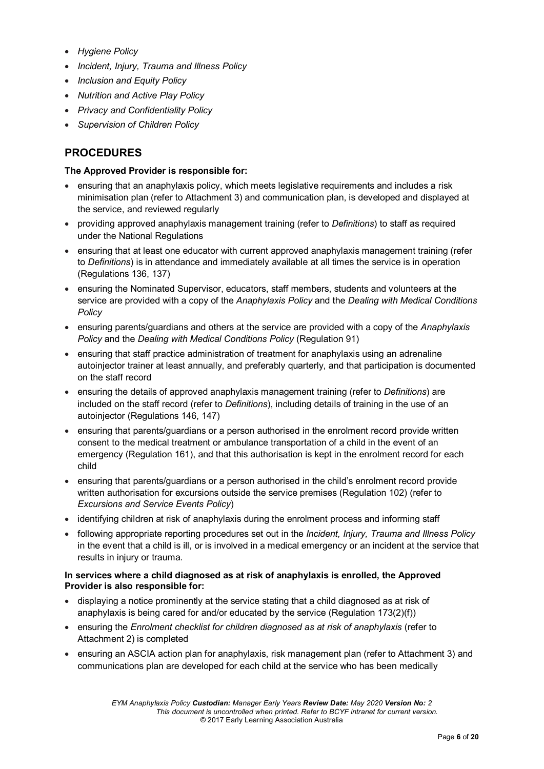- *Hygiene Policy*
- *Incident, Injury, Trauma and Illness Policy*
- *Inclusion and Equity Policy*
- *Nutrition and Active Play Policy*
- *Privacy and Confidentiality Policy*
- *Supervision of Children Policy*

## PROCEDURES

**The Approved Provider is responsible for:**

- ensuring that an anaphylaxis policy, which meets legislative requirements and includes a risk minimisation plan (refer to Attachment 3) and communication plan, is developed and displayed at the service, and reviewed regularly
- providing approved anaphylaxis management training (refer to *Definitions*) to staff as required under the National Regulations
- ensuring that at least one educator with current approved anaphylaxis management training (refer to *Definitions*) is in attendance and immediately available at all times the service is in operation (Regulations 136, 137)
- ensuring the Nominated Supervisor, educators, staff members, students and volunteers at the service are provided with a copy of the *Anaphylaxis Policy* and the *Dealing with Medical Conditions Policy*
- ensuring parents/guardians and others at the service are provided with a copy of the *Anaphylaxis Policy* and the *Dealing with Medical Conditions Policy* (Regulation 91)
- ensuring that staff practice administration of treatment for anaphylaxis using an adrenaline autoinjector trainer at least annually, and preferably quarterly, and that participation is documented on the staff record
- ensuring the details of approved anaphylaxis management training (refer to *Definitions*) are included on the staff record (refer to *Definitions*), including details of training in the use of an autoinjector (Regulations 146, 147)
- ensuring that parents/guardians or a person authorised in the enrolment record provide written consent to the medical treatment or ambulance transportation of a child in the event of an emergency (Regulation 161), and that this authorisation is kept in the enrolment record for each child
- ensuring that parents/guardians or a person authorised in the child's enrolment record provide written authorisation for excursions outside the service premises (Regulation 102) (refer to *Excursions and Service Events Policy*)
- identifying children at risk of anaphylaxis during the enrolment process and informing staff
- following appropriate reporting procedures set out in the *Incident, Injury, Trauma and Illness Policy* in the event that a child is ill, or is involved in a medical emergency or an incident at the service that results in injury or trauma.

**In services where a child diagnosed as at risk of anaphylaxis is enrolled, the Approved Provider is also responsible for:**

- displaying a notice prominently at the service stating that a child diagnosed as at risk of anaphylaxis is being cared for and/or educated by the service (Regulation 173(2)(f))
- ensuring the *Enrolment checklist for children diagnosed as at risk of anaphylaxis* (refer to Attachment 2) is completed
- ensuring an ASCIA action plan for anaphylaxis, risk management plan (refer to Attachment 3) and communications plan are developed for each child at the service who has been medically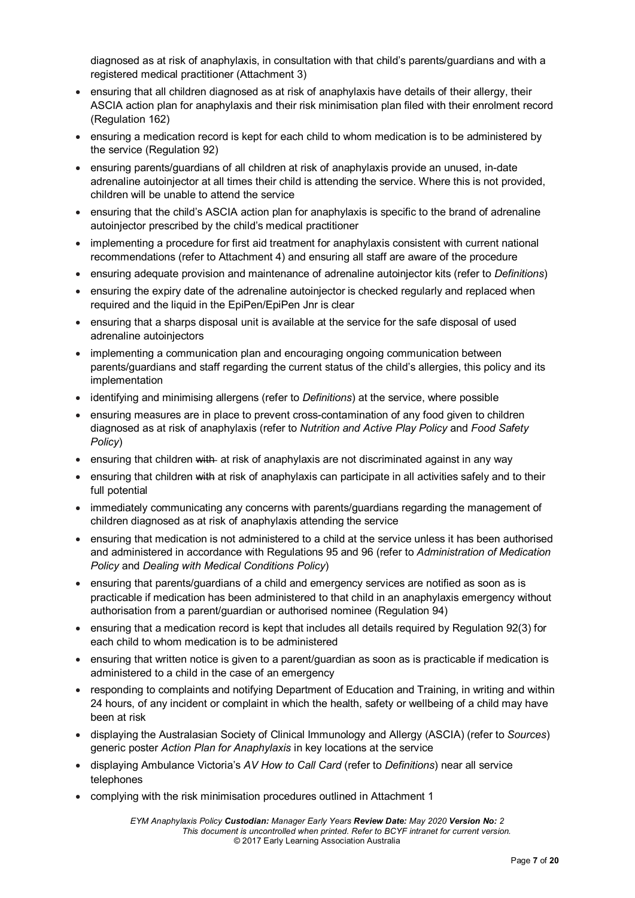diagnosed as at risk of anaphylaxis, in consultation with that child's parents/guardians and with a registered medical practitioner (Attachment 3)

- ensuring that all children diagnosed as at risk of anaphylaxis have details of their allergy, their ASCIA action plan for anaphylaxis and their risk minimisation plan filed with their enrolment record (Regulation 162)
- ensuring a medication record is kept for each child to whom medication is to be administered by the service (Regulation 92)
- ensuring parents/guardians of all children at risk of anaphylaxis provide an unused, in-date adrenaline autoinjector at all times their child is attending the service. Where this is not provided, children will be unable to attend the service
- ensuring that the child's ASCIA action plan for anaphylaxis is specific to the brand of adrenaline autoinjector prescribed by the child's medical practitioner
- implementing a procedure for first aid treatment for anaphylaxis consistent with current national recommendations (refer to Attachment 4) and ensuring all staff are aware of the procedure
- ensuring adequate provision and maintenance of adrenaline autoinjector kits (refer to *Definitions*)
- ensuring the expiry date of the adrenaline autoinjector is checked regularly and replaced when required and the liquid in the EpiPen/EpiPen Jnr is clear
- ensuring that a sharps disposal unit is available at the service for the safe disposal of used adrenaline autoinjectors
- implementing a communication plan and encouraging ongoing communication between parents/guardians and staff regarding the current status of the child's allergies, this policy and its implementation
- identifying and minimising allergens (refer to *Definitions*) at the service, where possible
- ensuring measures are in place to prevent cross-contamination of any food given to children diagnosed as at risk of anaphylaxis (refer to *Nutrition and Active Play Policy* and *Food Safety Policy*)
- ensuring that children ~~with~~ at risk of anaphylaxis are not discriminated against in any way
- ensuring that children ~~with~~ at risk of anaphylaxis can participate in all activities safely and to their full potential
- immediately communicating any concerns with parents/guardians regarding the management of children diagnosed as at risk of anaphylaxis attending the service
- ensuring that medication is not administered to a child at the service unless it has been authorised and administered in accordance with Regulations 95 and 96 (refer to *Administration of Medication Policy* and *Dealing with Medical Conditions Policy*)
- ensuring that parents/guardians of a child and emergency services are notified as soon as is practicable if medication has been administered to that child in an anaphylaxis emergency without authorisation from a parent/guardian or authorised nominee (Regulation 94)
- ensuring that a medication record is kept that includes all details required by Regulation 92(3) for each child to whom medication is to be administered
- ensuring that written notice is given to a parent/guardian as soon as is practicable if medication is administered to a child in the case of an emergency
- responding to complaints and notifying Department of Education and Training, in writing and within 24 hours, of any incident or complaint in which the health, safety or wellbeing of a child may have been at risk
- displaying the Australasian Society of Clinical Immunology and Allergy (ASCIA) (refer to *Sources*) generic poster *Action Plan for Anaphylaxis* in key locations at the service
- displaying Ambulance Victoria's *AV How to Call Card* (refer to *Definitions*) near all service telephones
- complying with the risk minimisation procedures outlined in Attachment 1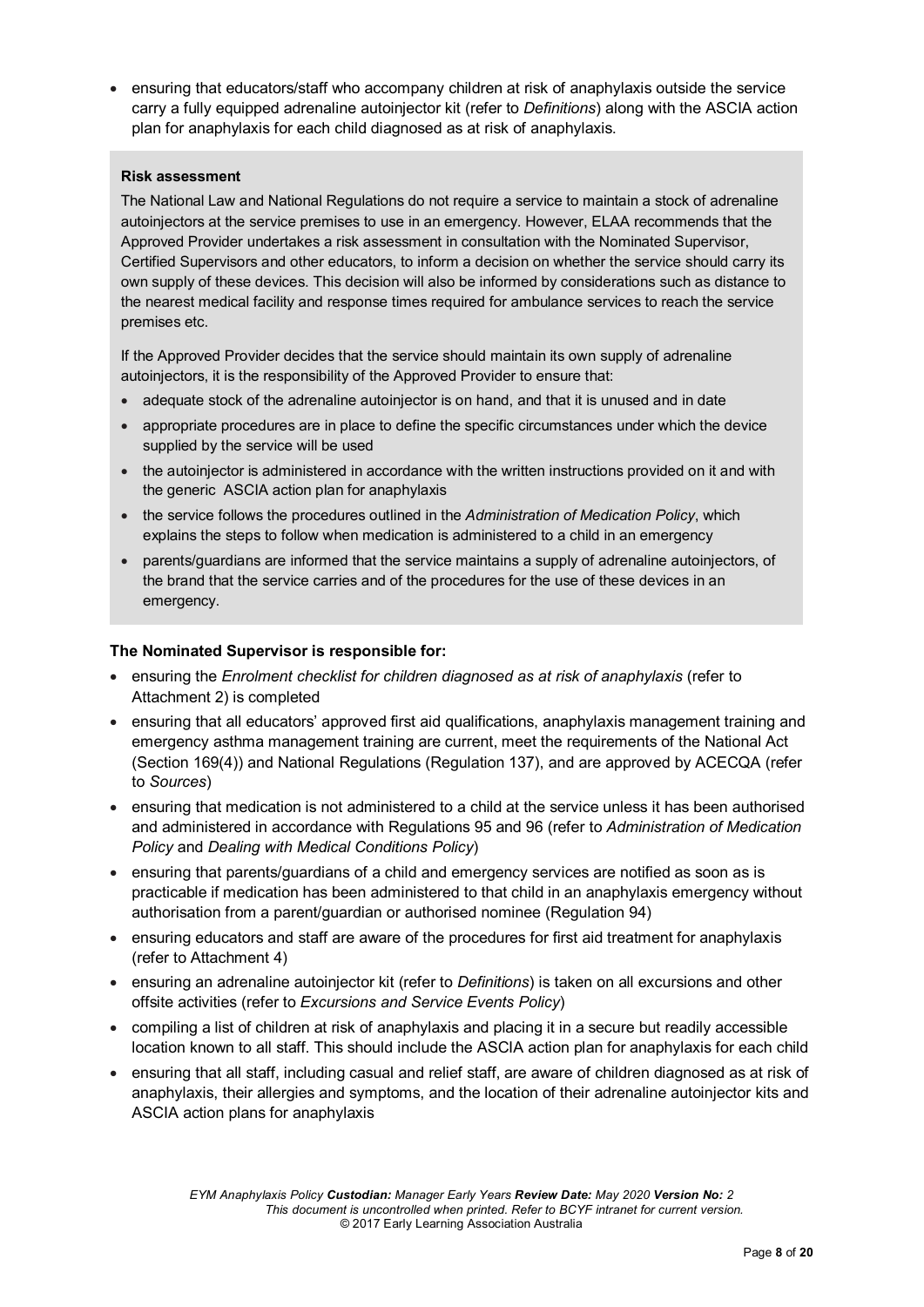- ensuring that educators/staff who accompany children at risk of anaphylaxis outside the service carry a fully equipped adrenaline autoinjector kit (refer to *Definitions*) along with the ASCIA action plan for anaphylaxis for each child diagnosed as at risk of anaphylaxis.

> **Risk assessment**
>
> The National Law and National Regulations do not require a service to maintain a stock of adrenaline autoinjectors at the service premises to use in an emergency. However, ELAA recommends that the Approved Provider undertakes a risk assessment in consultation with the Nominated Supervisor, Certified Supervisors and other educators, to inform a decision on whether the service should carry its own supply of these devices. This decision will also be informed by considerations such as distance to the nearest medical facility and response times required for ambulance services to reach the service premises etc.
>
> If the Approved Provider decides that the service should maintain its own supply of adrenaline autoinjectors, it is the responsibility of the Approved Provider to ensure that:
>
> - adequate stock of the adrenaline autoinjector is on hand, and that it is unused and in date
> - appropriate procedures are in place to define the specific circumstances under which the device supplied by the service will be used
> - the autoinjector is administered in accordance with the written instructions provided on it and with the generic ASCIA action plan for anaphylaxis
> - the service follows the procedures outlined in the *Administration of Medication Policy*, which explains the steps to follow when medication is administered to a child in an emergency
> - parents/guardians are informed that the service maintains a supply of adrenaline autoinjectors, of the brand that the service carries and of the procedures for the use of these devices in an emergency.

**The Nominated Supervisor is responsible for:**

- ensuring the *Enrolment checklist for children diagnosed as at risk of anaphylaxis* (refer to Attachment 2) is completed
- ensuring that all educators' approved first aid qualifications, anaphylaxis management training and emergency asthma management training are current, meet the requirements of the National Act (Section 169(4)) and National Regulations (Regulation 137), and are approved by ACECQA (refer to *Sources*)
- ensuring that medication is not administered to a child at the service unless it has been authorised and administered in accordance with Regulations 95 and 96 (refer to *Administration of Medication Policy* and *Dealing with Medical Conditions Policy*)
- ensuring that parents/guardians of a child and emergency services are notified as soon as is practicable if medication has been administered to that child in an anaphylaxis emergency without authorisation from a parent/guardian or authorised nominee (Regulation 94)
- ensuring educators and staff are aware of the procedures for first aid treatment for anaphylaxis (refer to Attachment 4)
- ensuring an adrenaline autoinjector kit (refer to *Definitions*) is taken on all excursions and other offsite activities (refer to *Excursions and Service Events Policy*)
- compiling a list of children at risk of anaphylaxis and placing it in a secure but readily accessible location known to all staff. This should include the ASCIA action plan for anaphylaxis for each child
- ensuring that all staff, including casual and relief staff, are aware of children diagnosed as at risk of anaphylaxis, their allergies and symptoms, and the location of their adrenaline autoinjector kits and ASCIA action plans for anaphylaxis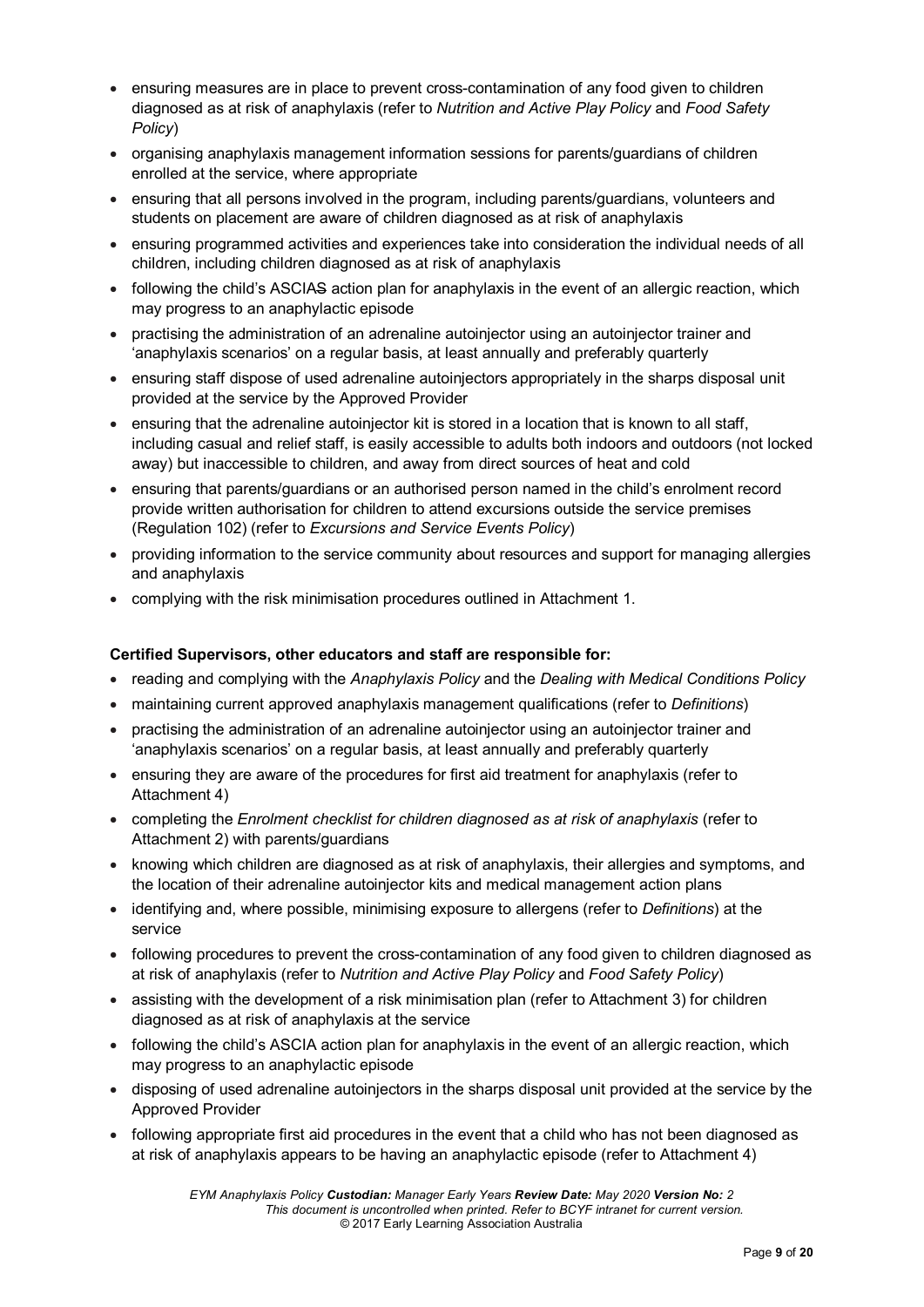- ensuring measures are in place to prevent cross-contamination of any food given to children diagnosed as at risk of anaphylaxis (refer to *Nutrition and Active Play Policy* and *Food Safety Policy*)
- organising anaphylaxis management information sessions for parents/guardians of children enrolled at the service, where appropriate
- ensuring that all persons involved in the program, including parents/guardians, volunteers and students on placement are aware of children diagnosed as at risk of anaphylaxis
- ensuring programmed activities and experiences take into consideration the individual needs of all children, including children diagnosed as at risk of anaphylaxis
- following the child's ASCIAS action plan for anaphylaxis in the event of an allergic reaction, which may progress to an anaphylactic episode
- practising the administration of an adrenaline autoinjector using an autoinjector trainer and 'anaphylaxis scenarios' on a regular basis, at least annually and preferably quarterly
- ensuring staff dispose of used adrenaline autoinjectors appropriately in the sharps disposal unit provided at the service by the Approved Provider
- ensuring that the adrenaline autoinjector kit is stored in a location that is known to all staff, including casual and relief staff, is easily accessible to adults both indoors and outdoors (not locked away) but inaccessible to children, and away from direct sources of heat and cold
- ensuring that parents/guardians or an authorised person named in the child's enrolment record provide written authorisation for children to attend excursions outside the service premises (Regulation 102) (refer to *Excursions and Service Events Policy*)
- providing information to the service community about resources and support for managing allergies and anaphylaxis
- complying with the risk minimisation procedures outlined in Attachment 1.

**Certified Supervisors, other educators and staff are responsible for:**

- reading and complying with the *Anaphylaxis Policy* and the *Dealing with Medical Conditions Policy*
- maintaining current approved anaphylaxis management qualifications (refer to *Definitions*)
- practising the administration of an adrenaline autoinjector using an autoinjector trainer and 'anaphylaxis scenarios' on a regular basis, at least annually and preferably quarterly
- ensuring they are aware of the procedures for first aid treatment for anaphylaxis (refer to Attachment 4)
- completing the *Enrolment checklist for children diagnosed as at risk of anaphylaxis* (refer to Attachment 2) with parents/guardians
- knowing which children are diagnosed as at risk of anaphylaxis, their allergies and symptoms, and the location of their adrenaline autoinjector kits and medical management action plans
- identifying and, where possible, minimising exposure to allergens (refer to *Definitions*) at the service
- following procedures to prevent the cross-contamination of any food given to children diagnosed as at risk of anaphylaxis (refer to *Nutrition and Active Play Policy* and *Food Safety Policy*)
- assisting with the development of a risk minimisation plan (refer to Attachment 3) for children diagnosed as at risk of anaphylaxis at the service
- following the child's ASCIA action plan for anaphylaxis in the event of an allergic reaction, which may progress to an anaphylactic episode
- disposing of used adrenaline autoinjectors in the sharps disposal unit provided at the service by the Approved Provider
- following appropriate first aid procedures in the event that a child who has not been diagnosed as at risk of anaphylaxis appears to be having an anaphylactic episode (refer to Attachment 4)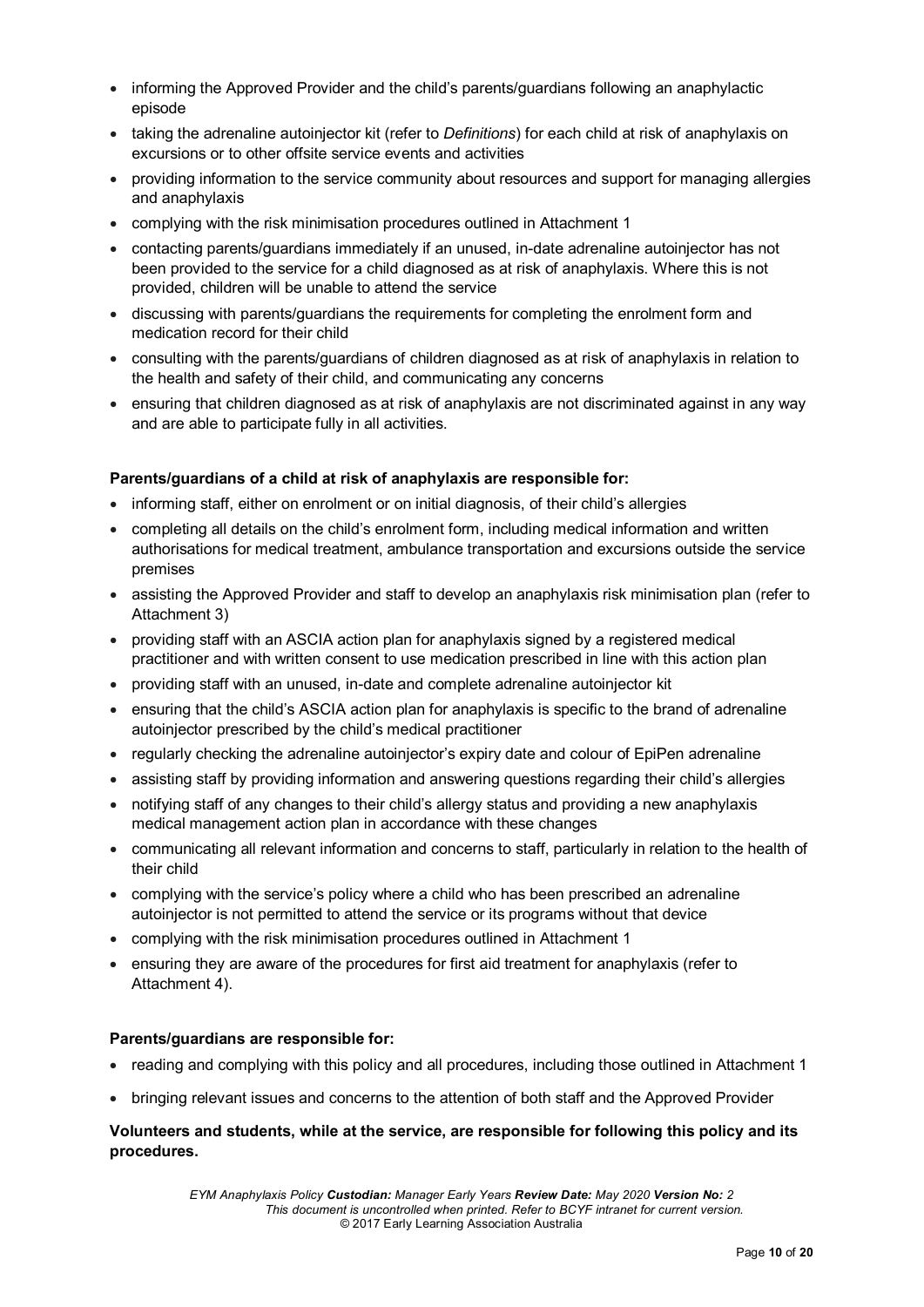- informing the Approved Provider and the child's parents/guardians following an anaphylactic episode
- taking the adrenaline autoinjector kit (refer to *Definitions*) for each child at risk of anaphylaxis on excursions or to other offsite service events and activities
- providing information to the service community about resources and support for managing allergies and anaphylaxis
- complying with the risk minimisation procedures outlined in Attachment 1
- contacting parents/guardians immediately if an unused, in-date adrenaline autoinjector has not been provided to the service for a child diagnosed as at risk of anaphylaxis. Where this is not provided, children will be unable to attend the service
- discussing with parents/guardians the requirements for completing the enrolment form and medication record for their child
- consulting with the parents/guardians of children diagnosed as at risk of anaphylaxis in relation to the health and safety of their child, and communicating any concerns
- ensuring that children diagnosed as at risk of anaphylaxis are not discriminated against in any way and are able to participate fully in all activities.

**Parents/guardians of a child at risk of anaphylaxis are responsible for:**

- informing staff, either on enrolment or on initial diagnosis, of their child's allergies
- completing all details on the child's enrolment form, including medical information and written authorisations for medical treatment, ambulance transportation and excursions outside the service premises
- assisting the Approved Provider and staff to develop an anaphylaxis risk minimisation plan (refer to Attachment 3)
- providing staff with an ASCIA action plan for anaphylaxis signed by a registered medical practitioner and with written consent to use medication prescribed in line with this action plan
- providing staff with an unused, in-date and complete adrenaline autoinjector kit
- ensuring that the child's ASCIA action plan for anaphylaxis is specific to the brand of adrenaline autoinjector prescribed by the child's medical practitioner
- regularly checking the adrenaline autoinjector's expiry date and colour of EpiPen adrenaline
- assisting staff by providing information and answering questions regarding their child's allergies
- notifying staff of any changes to their child's allergy status and providing a new anaphylaxis medical management action plan in accordance with these changes
- communicating all relevant information and concerns to staff, particularly in relation to the health of their child
- complying with the service's policy where a child who has been prescribed an adrenaline autoinjector is not permitted to attend the service or its programs without that device
- complying with the risk minimisation procedures outlined in Attachment 1
- ensuring they are aware of the procedures for first aid treatment for anaphylaxis (refer to Attachment 4).

**Parents/guardians are responsible for:**

- reading and complying with this policy and all procedures, including those outlined in Attachment 1
- bringing relevant issues and concerns to the attention of both staff and the Approved Provider

**Volunteers and students, while at the service, are responsible for following this policy and its procedures.**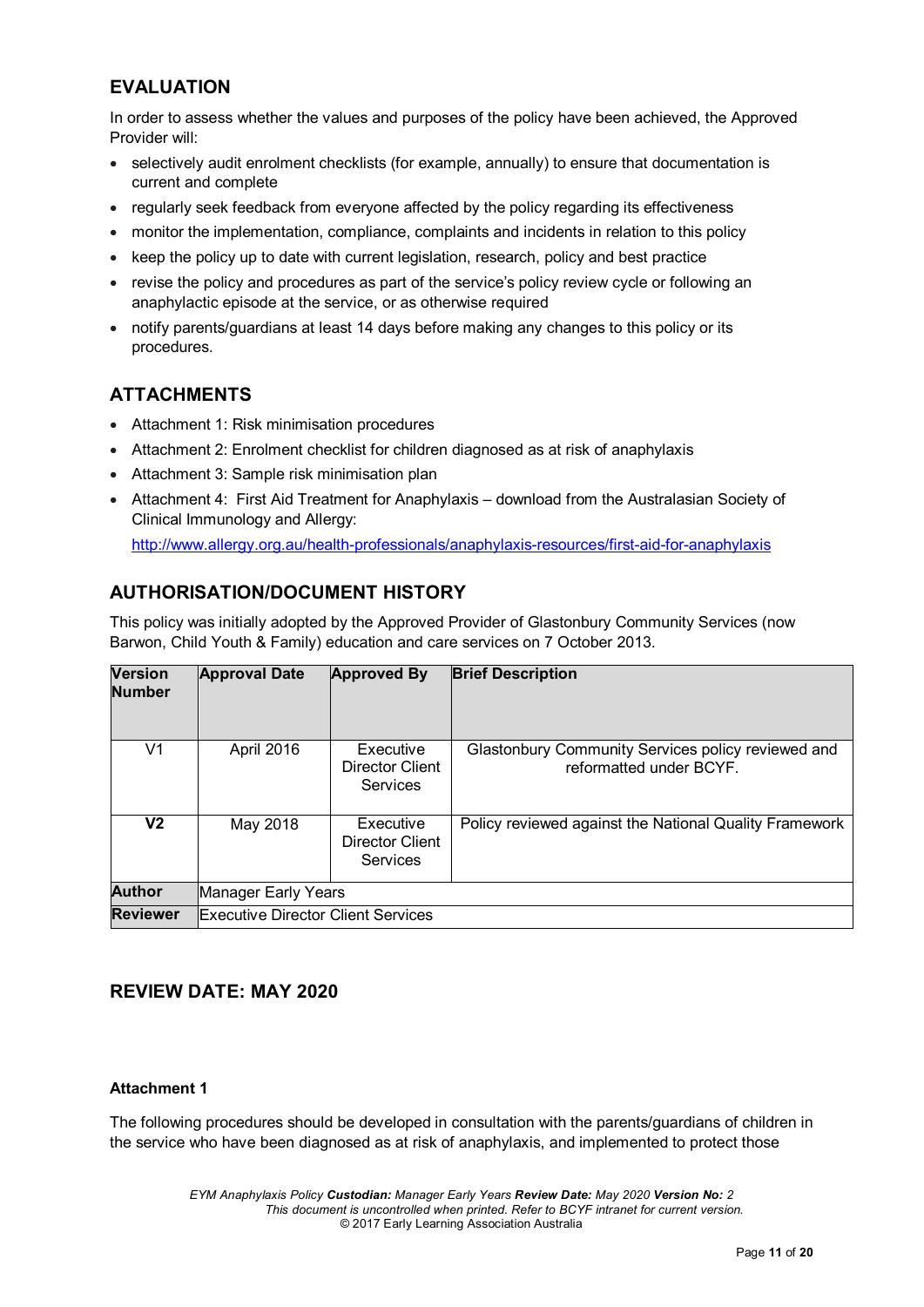## EVALUATION

In order to assess whether the values and purposes of the policy have been achieved, the Approved Provider will:

- selectively audit enrolment checklists (for example, annually) to ensure that documentation is current and complete
- regularly seek feedback from everyone affected by the policy regarding its effectiveness
- monitor the implementation, compliance, complaints and incidents in relation to this policy
- keep the policy up to date with current legislation, research, policy and best practice
- revise the policy and procedures as part of the service's policy review cycle or following an anaphylactic episode at the service, or as otherwise required
- notify parents/guardians at least 14 days before making any changes to this policy or its procedures.

## ATTACHMENTS

- Attachment 1: Risk minimisation procedures
- Attachment 2: Enrolment checklist for children diagnosed as at risk of anaphylaxis
- Attachment 3: Sample risk minimisation plan
- Attachment 4: First Aid Treatment for Anaphylaxis – download from the Australasian Society of Clinical Immunology and Allergy: http://www.allergy.org.au/health-professionals/anaphylaxis-resources/first-aid-for-anaphylaxis

## AUTHORISATION/DOCUMENT HISTORY

This policy was initially adopted by the Approved Provider of Glastonbury Community Services (now Barwon, Child Youth & Family) education and care services on 7 October 2013.

| Version Number | Approval Date | Approved By | Brief Description |
|---|---|---|---|
| V1 | April 2016 | Executive Director Client Services | Glastonbury Community Services policy reviewed and reformatted under BCYF. |
| **V2** | May 2018 | Executive Director Client Services | Policy reviewed against the National Quality Framework |
| **Author** | Manager Early Years | | |
| **Reviewer** | Executive Director Client Services | | |

## REVIEW DATE: MAY 2020

**Attachment 1**

The following procedures should be developed in consultation with the parents/guardians of children in the service who have been diagnosed as at risk of anaphylaxis, and implemented to protect those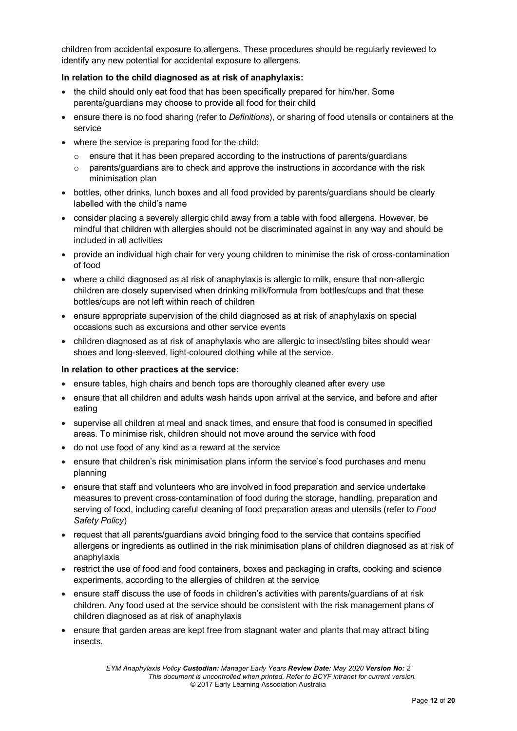children from accidental exposure to allergens. These procedures should be regularly reviewed to identify any new potential for accidental exposure to allergens.

**In relation to the child diagnosed as at risk of anaphylaxis:**

- the child should only eat food that has been specifically prepared for him/her. Some parents/guardians may choose to provide all food for their child
- ensure there is no food sharing (refer to *Definitions*), or sharing of food utensils or containers at the service
- where the service is preparing food for the child:
  - ensure that it has been prepared according to the instructions of parents/guardians
  - parents/guardians are to check and approve the instructions in accordance with the risk minimisation plan
- bottles, other drinks, lunch boxes and all food provided by parents/guardians should be clearly labelled with the child's name
- consider placing a severely allergic child away from a table with food allergens. However, be mindful that children with allergies should not be discriminated against in any way and should be included in all activities
- provide an individual high chair for very young children to minimise the risk of cross-contamination of food
- where a child diagnosed as at risk of anaphylaxis is allergic to milk, ensure that non-allergic children are closely supervised when drinking milk/formula from bottles/cups and that these bottles/cups are not left within reach of children
- ensure appropriate supervision of the child diagnosed as at risk of anaphylaxis on special occasions such as excursions and other service events
- children diagnosed as at risk of anaphylaxis who are allergic to insect/sting bites should wear shoes and long-sleeved, light-coloured clothing while at the service.

**In relation to other practices at the service:**

- ensure tables, high chairs and bench tops are thoroughly cleaned after every use
- ensure that all children and adults wash hands upon arrival at the service, and before and after eating
- supervise all children at meal and snack times, and ensure that food is consumed in specified areas. To minimise risk, children should not move around the service with food
- do not use food of any kind as a reward at the service
- ensure that children's risk minimisation plans inform the service's food purchases and menu planning
- ensure that staff and volunteers who are involved in food preparation and service undertake measures to prevent cross-contamination of food during the storage, handling, preparation and serving of food, including careful cleaning of food preparation areas and utensils (refer to *Food Safety Policy*)
- request that all parents/guardians avoid bringing food to the service that contains specified allergens or ingredients as outlined in the risk minimisation plans of children diagnosed as at risk of anaphylaxis
- restrict the use of food and food containers, boxes and packaging in crafts, cooking and science experiments, according to the allergies of children at the service
- ensure staff discuss the use of foods in children's activities with parents/guardians of at risk children. Any food used at the service should be consistent with the risk management plans of children diagnosed as at risk of anaphylaxis
- ensure that garden areas are kept free from stagnant water and plants that may attract biting insects.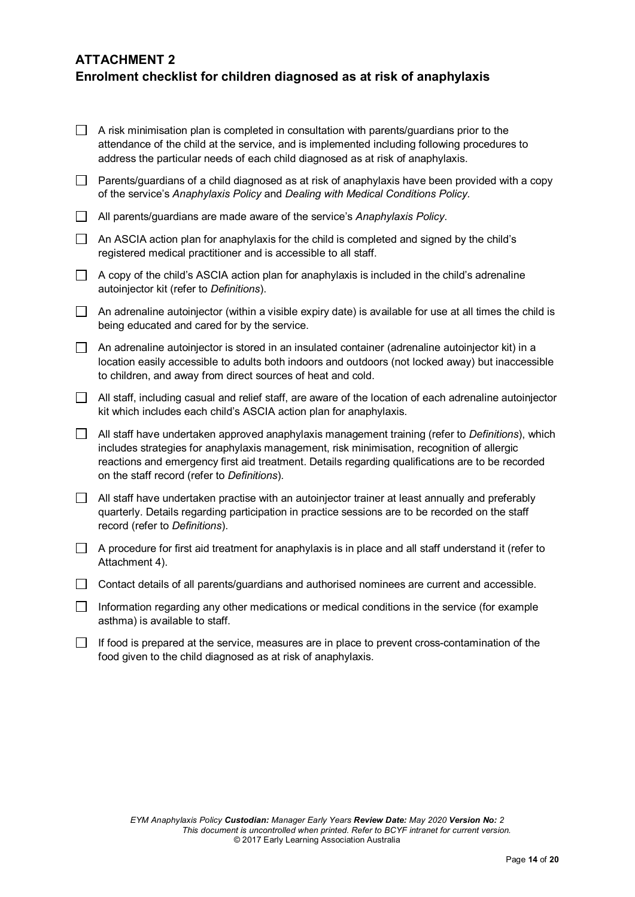## ATTACHMENT 2
## Enrolment checklist for children diagnosed as at risk of anaphylaxis

- [ ] A risk minimisation plan is completed in consultation with parents/guardians prior to the attendance of the child at the service, and is implemented including following procedures to address the particular needs of each child diagnosed as at risk of anaphylaxis.
- [ ] Parents/guardians of a child diagnosed as at risk of anaphylaxis have been provided with a copy of the service's *Anaphylaxis Policy* and *Dealing with Medical Conditions Policy.*
- [ ] All parents/guardians are made aware of the service's *Anaphylaxis Policy*.
- [ ] An ASCIA action plan for anaphylaxis for the child is completed and signed by the child's registered medical practitioner and is accessible to all staff.
- [ ] A copy of the child's ASCIA action plan for anaphylaxis is included in the child's adrenaline autoinjector kit (refer to *Definitions*).
- [ ] An adrenaline autoinjector (within a visible expiry date) is available for use at all times the child is being educated and cared for by the service.
- [ ] An adrenaline autoinjector is stored in an insulated container (adrenaline autoinjector kit) in a location easily accessible to adults both indoors and outdoors (not locked away) but inaccessible to children, and away from direct sources of heat and cold.
- [ ] All staff, including casual and relief staff, are aware of the location of each adrenaline autoinjector kit which includes each child's ASCIA action plan for anaphylaxis.
- [ ] All staff have undertaken approved anaphylaxis management training (refer to *Definitions*), which includes strategies for anaphylaxis management, risk minimisation, recognition of allergic reactions and emergency first aid treatment. Details regarding qualifications are to be recorded on the staff record (refer to *Definitions*).
- [ ] All staff have undertaken practise with an autoinjector trainer at least annually and preferably quarterly. Details regarding participation in practice sessions are to be recorded on the staff record (refer to *Definitions*).
- [ ] A procedure for first aid treatment for anaphylaxis is in place and all staff understand it (refer to Attachment 4).
- [ ] Contact details of all parents/guardians and authorised nominees are current and accessible.
- [ ] Information regarding any other medications or medical conditions in the service (for example asthma) is available to staff.
- [ ] If food is prepared at the service, measures are in place to prevent cross-contamination of the food given to the child diagnosed as at risk of anaphylaxis.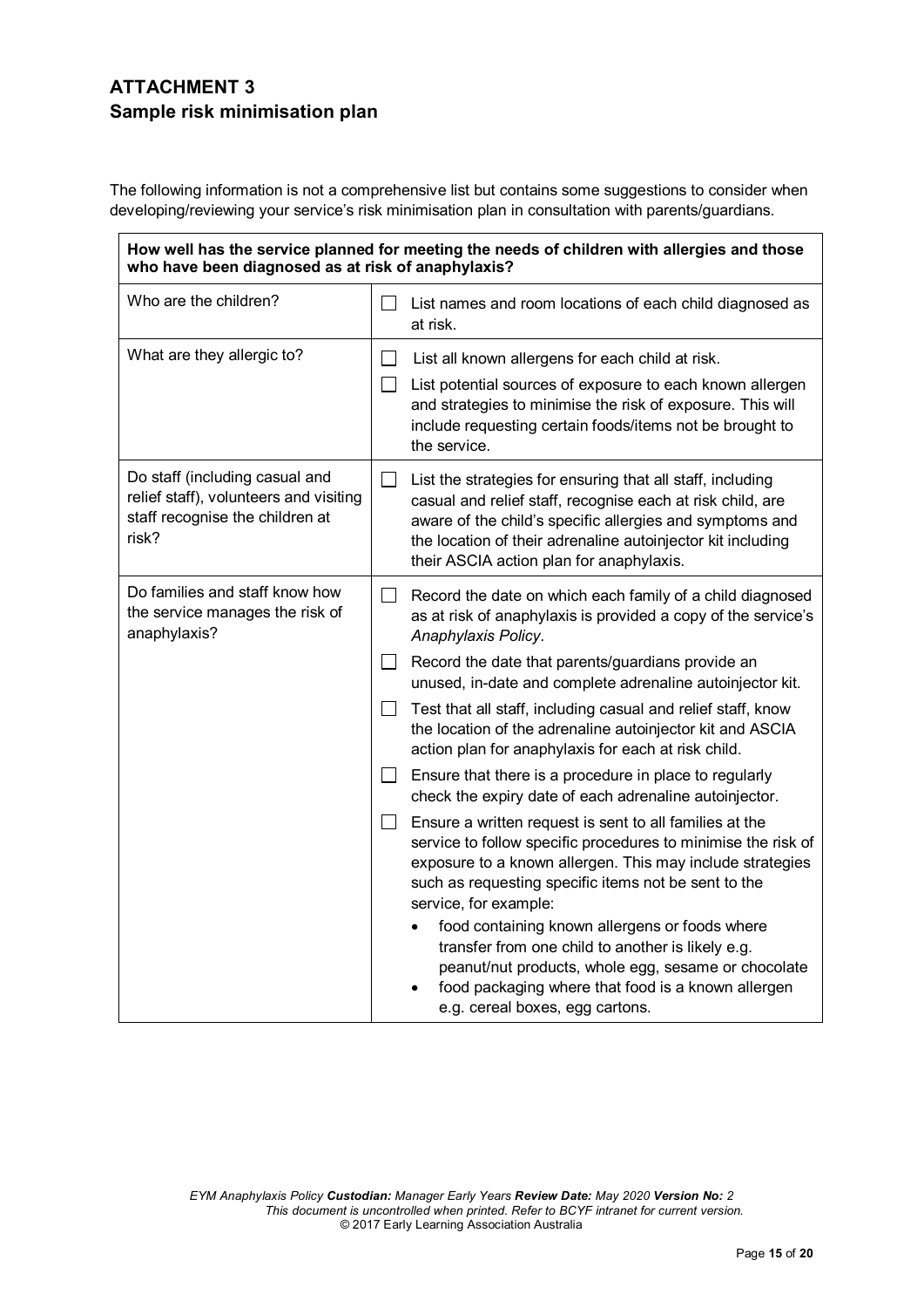## ATTACHMENT 3
## Sample risk minimisation plan

The following information is not a comprehensive list but contains some suggestions to consider when developing/reviewing your service's risk minimisation plan in consultation with parents/guardians.

| **How well has the service planned for meeting the needs of children with allergies and those who have been diagnosed as at risk of anaphylaxis?** | |
|---|---|
| Who are the children? | ☐ List names and room locations of each child diagnosed as at risk. |
| What are they allergic to? | ☐ List all known allergens for each child at risk.<br>☐ List potential sources of exposure to each known allergen and strategies to minimise the risk of exposure. This will include requesting certain foods/items not be brought to the service. |
| Do staff (including casual and relief staff), volunteers and visiting staff recognise the children at risk? | ☐ List the strategies for ensuring that all staff, including casual and relief staff, recognise each at risk child, are aware of the child's specific allergies and symptoms and the location of their adrenaline autoinjector kit including their ASCIA action plan for anaphylaxis. |
| Do families and staff know how the service manages the risk of anaphylaxis? | ☐ Record the date on which each family of a child diagnosed as at risk of anaphylaxis is provided a copy of the service's *Anaphylaxis Policy*.<br>☐ Record the date that parents/guardians provide an unused, in-date and complete adrenaline autoinjector kit.<br>☐ Test that all staff, including casual and relief staff, know the location of the adrenaline autoinjector kit and ASCIA action plan for anaphylaxis for each at risk child.<br>☐ Ensure that there is a procedure in place to regularly check the expiry date of each adrenaline autoinjector.<br>☐ Ensure a written request is sent to all families at the service to follow specific procedures to minimise the risk of exposure to a known allergen. This may include strategies such as requesting specific items not be sent to the service, for example:<br>• food containing known allergens or foods where transfer from one child to another is likely e.g. peanut/nut products, whole egg, sesame or chocolate<br>• food packaging where that food is a known allergen e.g. cereal boxes, egg cartons. |

*EYM Anaphylaxis Policy* ***Custodian:*** *Manager Early Years* ***Review Date:*** *May 2020* ***Version No:*** *2*
*This document is uncontrolled when printed. Refer to BCYF intranet for current version.*
© 2017 Early Learning Association Australia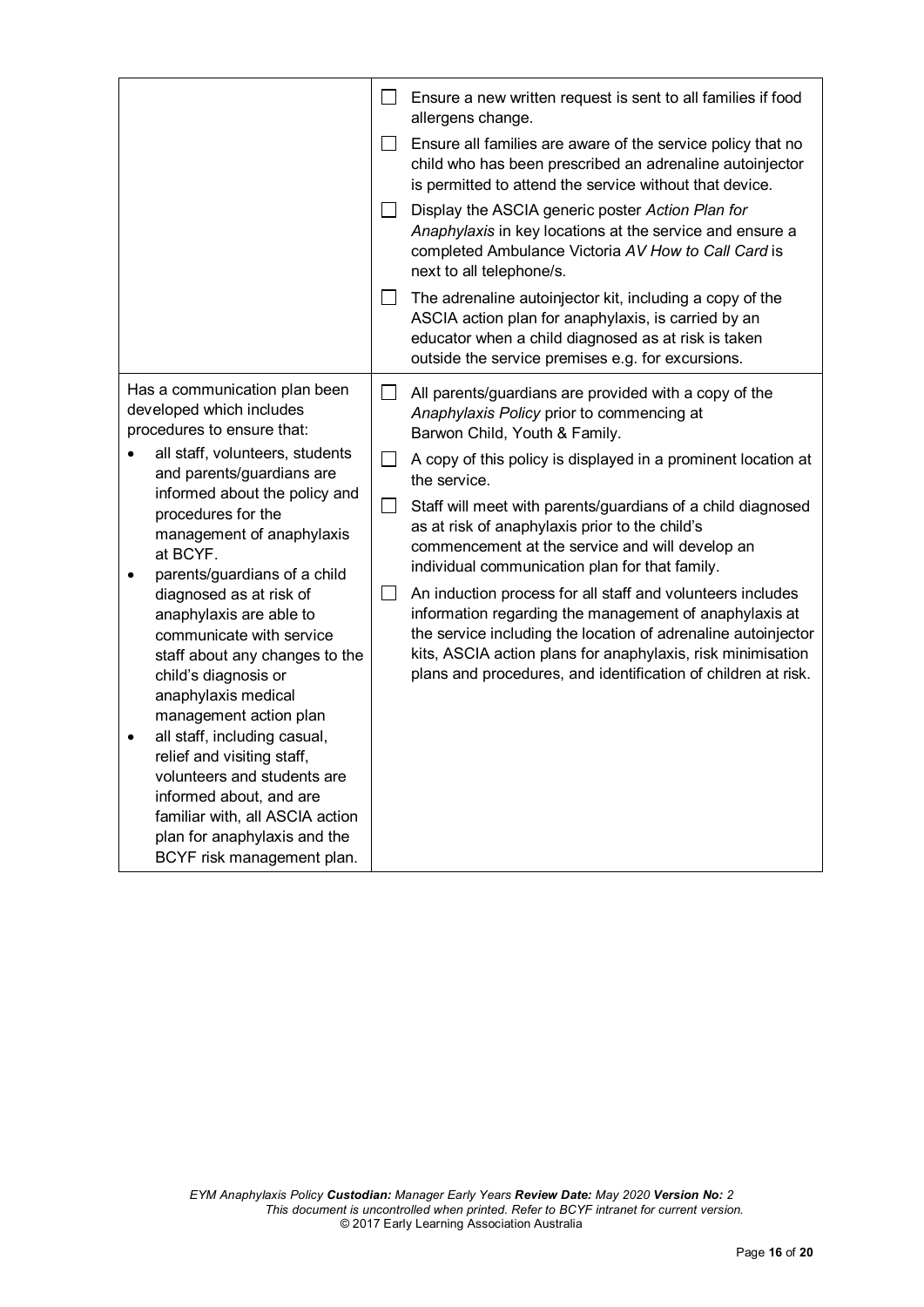| | |
|---|---|
| | ☐ Ensure a new written request is sent to all families if food allergens change.<br>☐ Ensure all families are aware of the service policy that no child who has been prescribed an adrenaline autoinjector is permitted to attend the service without that device.<br>☐ Display the ASCIA generic poster *Action Plan for Anaphylaxis* in key locations at the service and ensure a completed Ambulance Victoria *AV How to Call Card* is next to all telephone/s.<br>☐ The adrenaline autoinjector kit, including a copy of the ASCIA action plan for anaphylaxis, is carried by an educator when a child diagnosed as at risk is taken outside the service premises e.g. for excursions. |
| Has a communication plan been developed which includes procedures to ensure that:<br>• all staff, volunteers, students and parents/guardians are informed about the policy and procedures for the management of anaphylaxis at BCYF.<br>• parents/guardians of a child diagnosed as at risk of anaphylaxis are able to communicate with service staff about any changes to the child's diagnosis or anaphylaxis medical management action plan<br>• all staff, including casual, relief and visiting staff, volunteers and students are informed about, and are familiar with, all ASCIA action plan for anaphylaxis and the BCYF risk management plan. | ☐ All parents/guardians are provided with a copy of the *Anaphylaxis Policy* prior to commencing at Barwon Child, Youth & Family.<br>☐ A copy of this policy is displayed in a prominent location at the service.<br>☐ Staff will meet with parents/guardians of a child diagnosed as at risk of anaphylaxis prior to the child's commencement at the service and will develop an individual communication plan for that family.<br>☐ An induction process for all staff and volunteers includes information regarding the management of anaphylaxis at the service including the location of adrenaline autoinjector kits, ASCIA action plans for anaphylaxis, risk minimisation plans and procedures, and identification of children at risk. |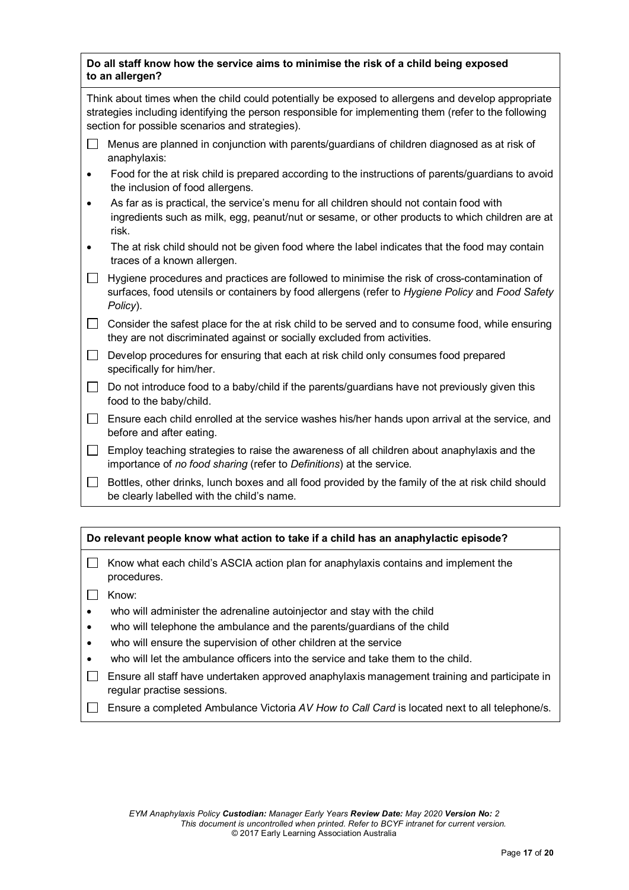**Do all staff know how the service aims to minimise the risk of a child being exposed to an allergen?**

Think about times when the child could potentially be exposed to allergens and develop appropriate strategies including identifying the person responsible for implementing them (refer to the following section for possible scenarios and strategies).

- ☐ Menus are planned in conjunction with parents/guardians of children diagnosed as at risk of anaphylaxis:
  - Food for the at risk child is prepared according to the instructions of parents/guardians to avoid the inclusion of food allergens.
  - As far as is practical, the service's menu for all children should not contain food with ingredients such as milk, egg, peanut/nut or sesame, or other products to which children are at risk.
  - The at risk child should not be given food where the label indicates that the food may contain traces of a known allergen.
- ☐ Hygiene procedures and practices are followed to minimise the risk of cross-contamination of surfaces, food utensils or containers by food allergens (refer to *Hygiene Policy* and *Food Safety Policy*).
- ☐ Consider the safest place for the at risk child to be served and to consume food, while ensuring they are not discriminated against or socially excluded from activities.
- ☐ Develop procedures for ensuring that each at risk child only consumes food prepared specifically for him/her.
- ☐ Do not introduce food to a baby/child if the parents/guardians have not previously given this food to the baby/child.
- ☐ Ensure each child enrolled at the service washes his/her hands upon arrival at the service, and before and after eating.
- ☐ Employ teaching strategies to raise the awareness of all children about anaphylaxis and the importance of *no food sharing* (refer to *Definitions*) at the service.
- ☐ Bottles, other drinks, lunch boxes and all food provided by the family of the at risk child should be clearly labelled with the child's name.

**Do relevant people know what action to take if a child has an anaphylactic episode?**

- ☐ Know what each child's ASCIA action plan for anaphylaxis contains and implement the procedures.
- ☐ Know:
  - who will administer the adrenaline autoinjector and stay with the child
  - who will telephone the ambulance and the parents/guardians of the child
  - who will ensure the supervision of other children at the service
  - who will let the ambulance officers into the service and take them to the child.
- ☐ Ensure all staff have undertaken approved anaphylaxis management training and participate in regular practise sessions.
- ☐ Ensure a completed Ambulance Victoria *AV How to Call Card* is located next to all telephone/s.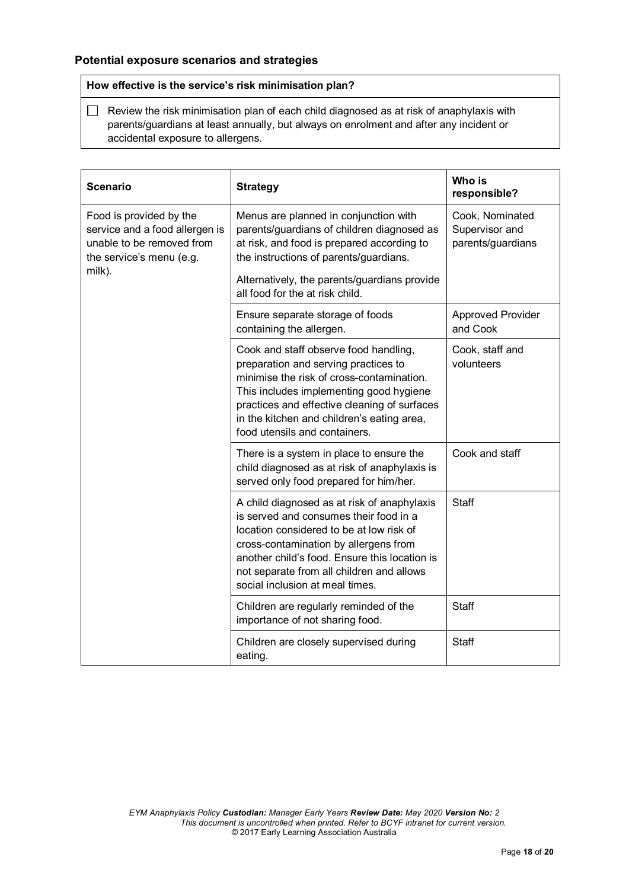### Potential exposure scenarios and strategies

| How effective is the service's risk minimisation plan? |
|---|
| ☐ Review the risk minimisation plan of each child diagnosed as at risk of anaphylaxis with parents/guardians at least annually, but always on enrolment and after any incident or accidental exposure to allergens. |

| Scenario | Strategy | Who is responsible? |
|---|---|---|
| Food is provided by the service and a food allergen is unable to be removed from the service's menu (e.g. milk). | Menus are planned in conjunction with parents/guardians of children diagnosed as at risk, and food is prepared according to the instructions of parents/guardians.<br><br>Alternatively, the parents/guardians provide all food for the at risk child. | Cook, Nominated Supervisor and parents/guardians |
| | Ensure separate storage of foods containing the allergen. | Approved Provider and Cook |
| | Cook and staff observe food handling, preparation and serving practices to minimise the risk of cross-contamination. This includes implementing good hygiene practices and effective cleaning of surfaces in the kitchen and children's eating area, food utensils and containers. | Cook, staff and volunteers |
| | There is a system in place to ensure the child diagnosed as at risk of anaphylaxis is served only food prepared for him/her. | Cook and staff |
| | A child diagnosed as at risk of anaphylaxis is served and consumes their food in a location considered to be at low risk of cross-contamination by allergens from another child's food. Ensure this location is not separate from all children and allows social inclusion at meal times. | Staff |
| | Children are regularly reminded of the importance of not sharing food. | Staff |
| | Children are closely supervised during eating. | Staff |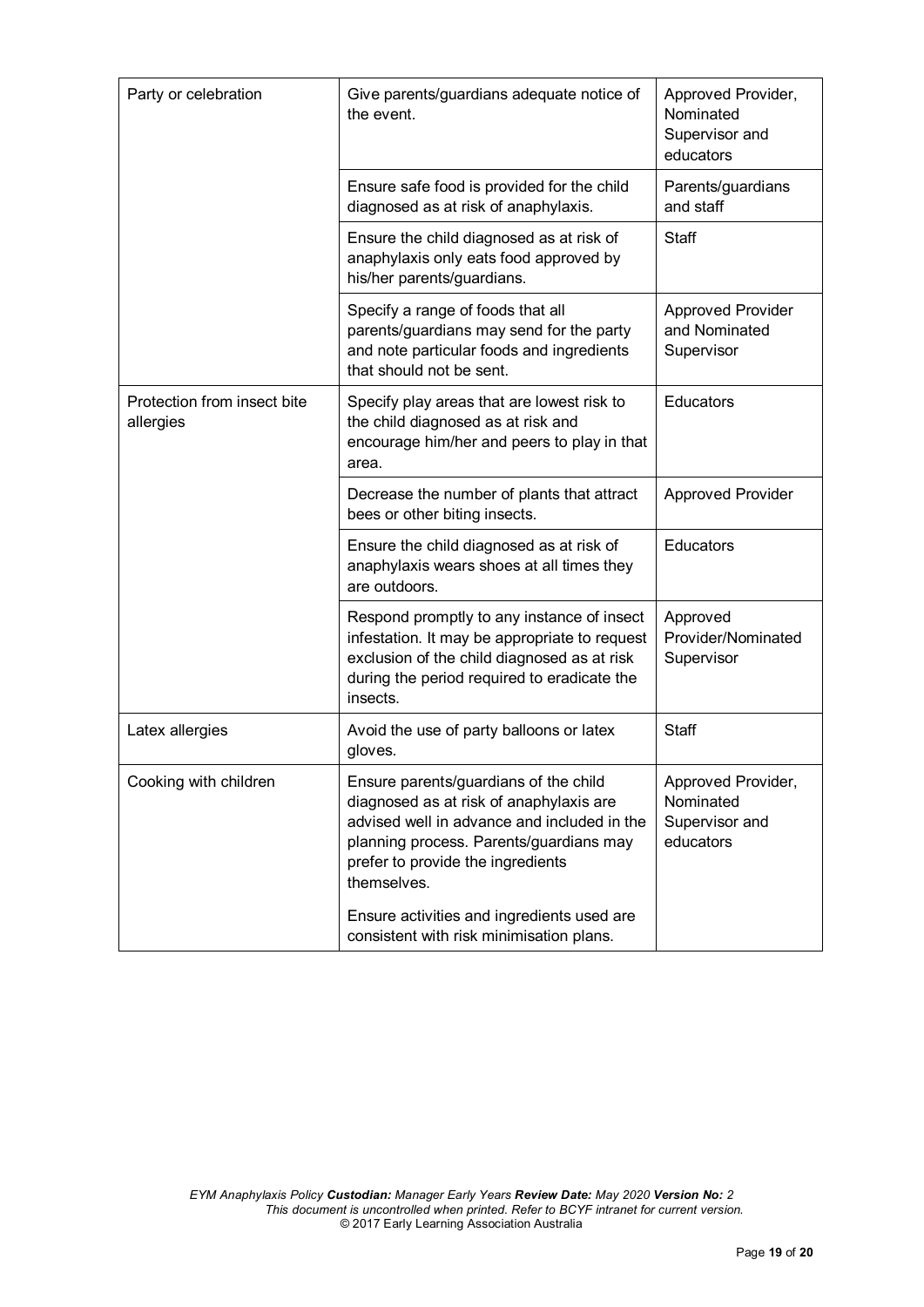| | | |
|---|---|---|
| Party or celebration | Give parents/guardians adequate notice of the event. | Approved Provider, Nominated Supervisor and educators |
| | Ensure safe food is provided for the child diagnosed as at risk of anaphylaxis. | Parents/guardians and staff |
| | Ensure the child diagnosed as at risk of anaphylaxis only eats food approved by his/her parents/guardians. | Staff |
| | Specify a range of foods that all parents/guardians may send for the party and note particular foods and ingredients that should not be sent. | Approved Provider and Nominated Supervisor |
| Protection from insect bite allergies | Specify play areas that are lowest risk to the child diagnosed as at risk and encourage him/her and peers to play in that area. | Educators |
| | Decrease the number of plants that attract bees or other biting insects. | Approved Provider |
| | Ensure the child diagnosed as at risk of anaphylaxis wears shoes at all times they are outdoors. | Educators |
| | Respond promptly to any instance of insect infestation. It may be appropriate to request exclusion of the child diagnosed as at risk during the period required to eradicate the insects. | Approved Provider/Nominated Supervisor |
| Latex allergies | Avoid the use of party balloons or latex gloves. | Staff |
| Cooking with children | Ensure parents/guardians of the child diagnosed as at risk of anaphylaxis are advised well in advance and included in the planning process. Parents/guardians may prefer to provide the ingredients themselves.<br><br>Ensure activities and ingredients used are consistent with risk minimisation plans. | Approved Provider, Nominated Supervisor and educators |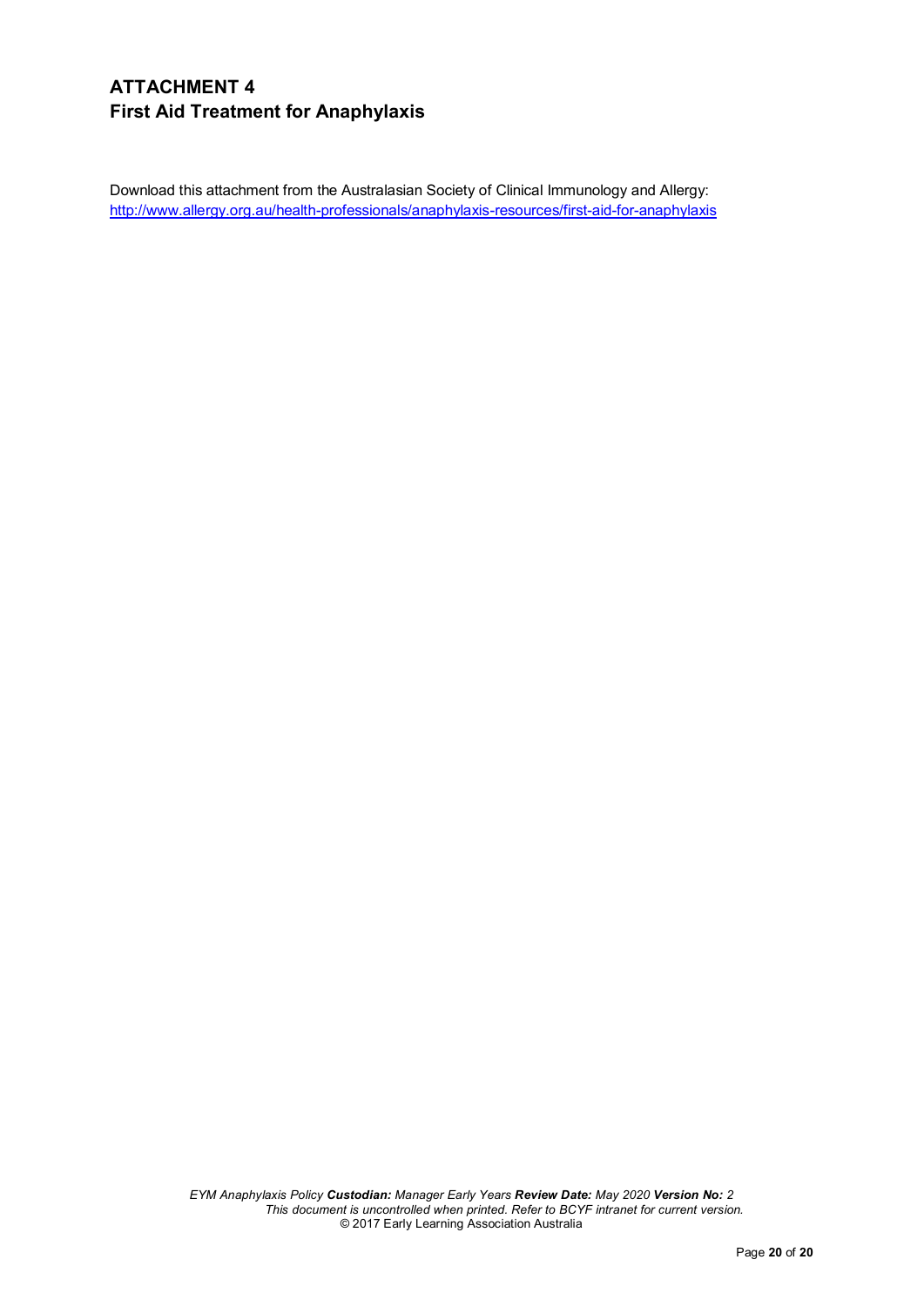## ATTACHMENT 4
## First Aid Treatment for Anaphylaxis

Download this attachment from the Australasian Society of Clinical Immunology and Allergy: [http://www.allergy.org.au/health-professionals/anaphylaxis-resources/first-aid-for-anaphylaxis](http://www.allergy.org.au/health-professionals/anaphylaxis-resources/first-aid-for-anaphylaxis)